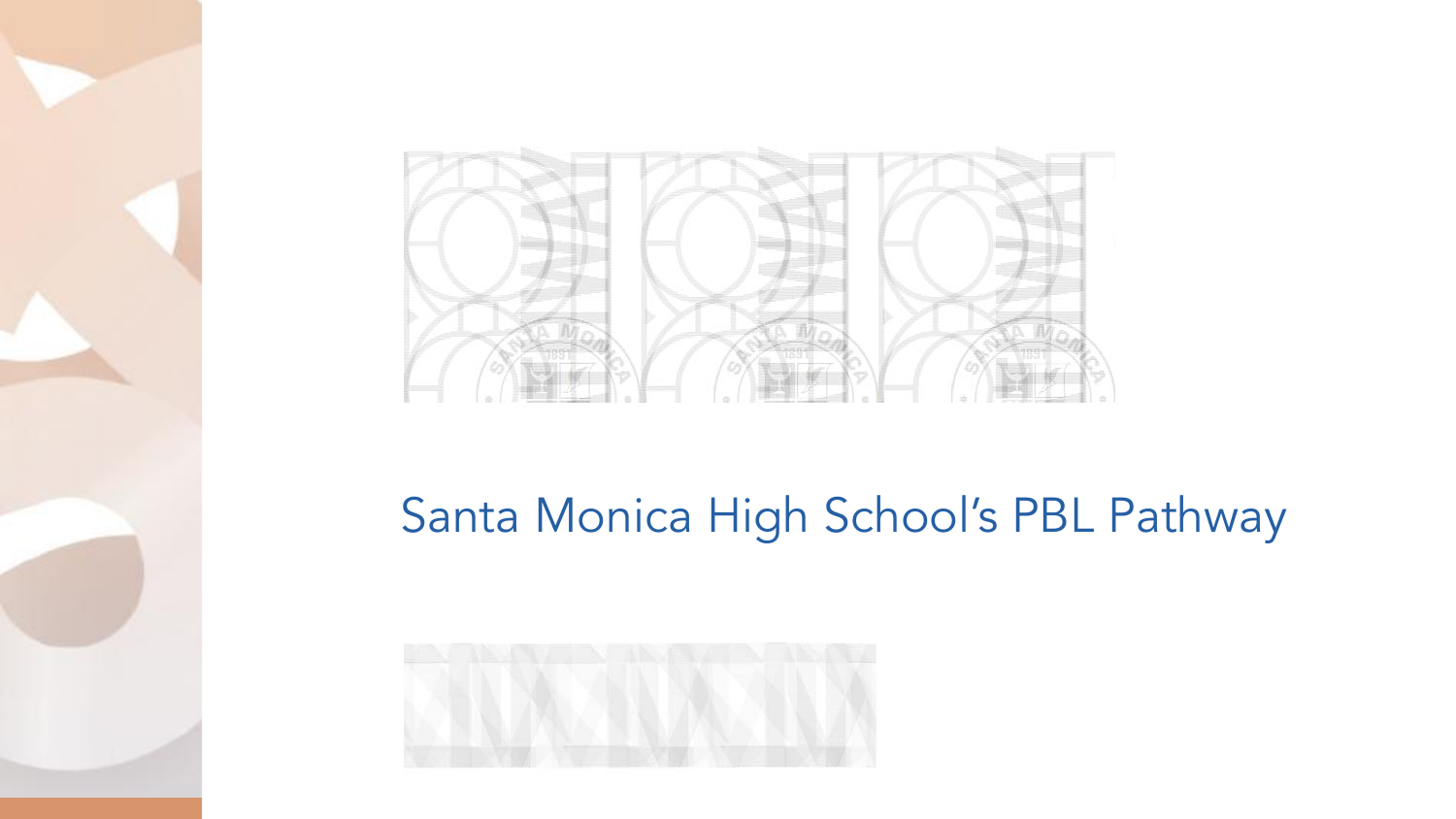# Santa Monica High School's PBL Pathway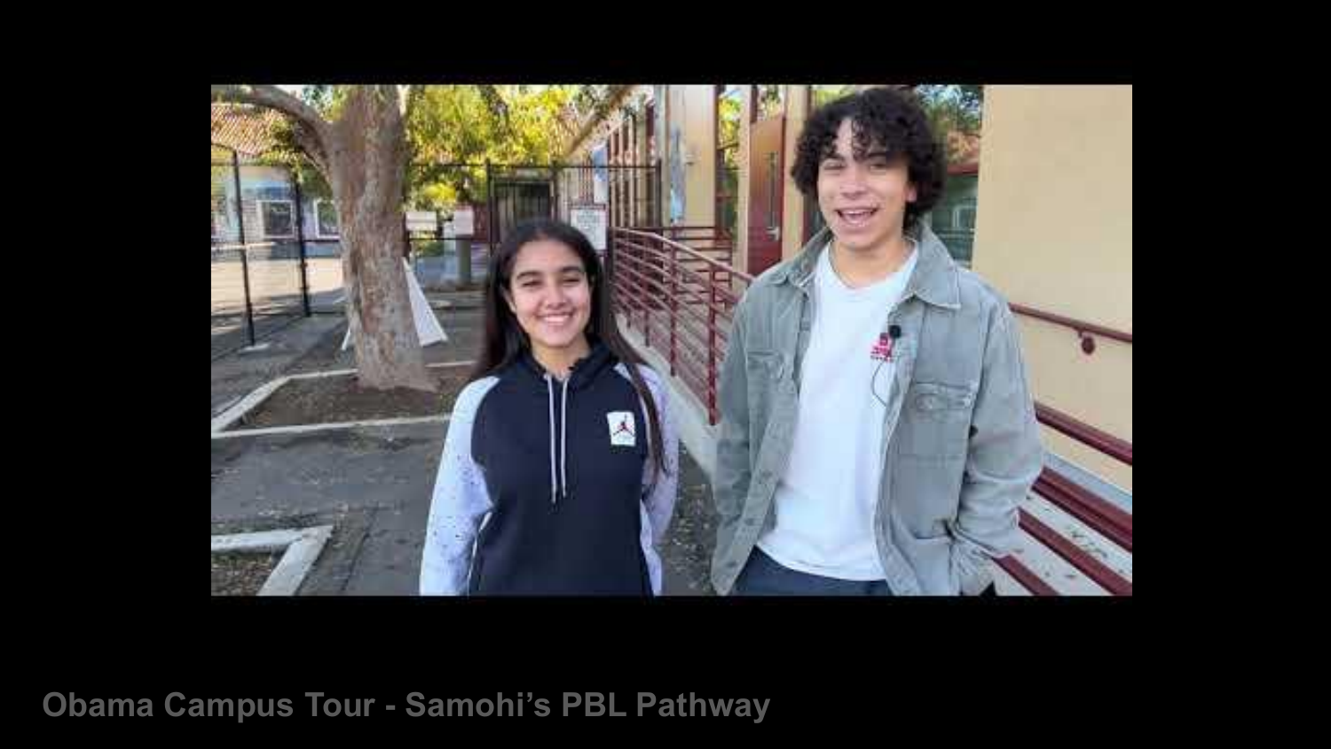Obama Campus Tour - Samohi’s PBL Pathway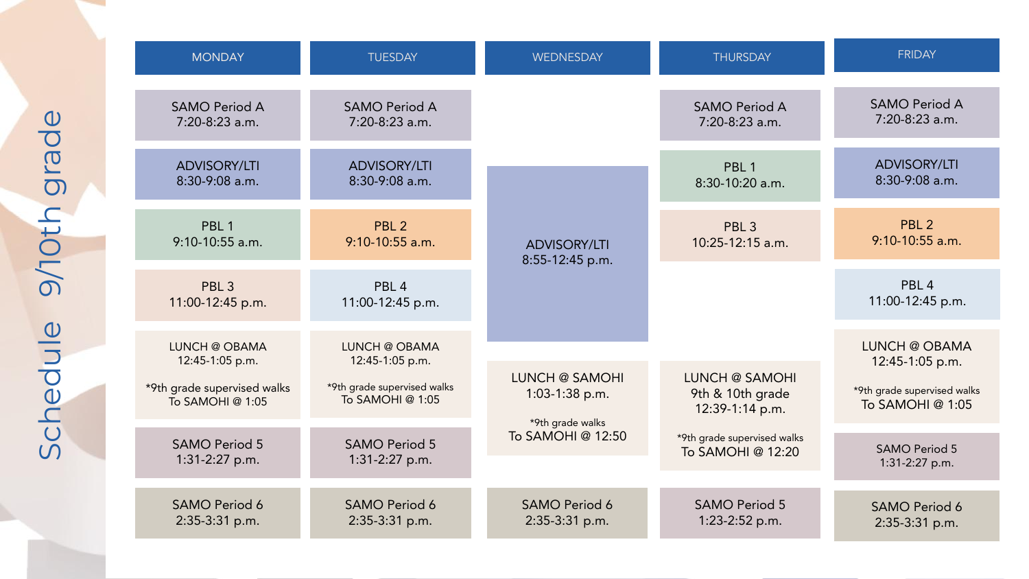# Schedule 9/10th grade

| MONDAY | TUESDAY | WEDNESDAY | THURSDAY | FRIDAY |
| --- | --- | --- | --- | --- |
| SAMO Period A 7:20-8:23 a.m. | SAMO Period A 7:20-8:23 a.m. | | SAMO Period A 7:20-8:23 a.m. | SAMO Period A 7:20-8:23 a.m. |
| ADVISORY/LTI 8:30-9:08 a.m. | ADVISORY/LTI 8:30-9:08 a.m. | ADVISORY/LTI 8:55-12:45 p.m. | PBL 1 8:30-10:20 a.m. | ADVISORY/LTI 8:30-9:08 a.m. |
| PBL 1 9:10-10:55 a.m. | PBL 2 9:10-10:55 a.m. | | PBL 3 10:25-12:15 a.m. | PBL 2 9:10-10:55 a.m. |
| PBL 3 11:00-12:45 p.m. | PBL 4 11:00-12:45 p.m. | | | PBL 4 11:00-12:45 p.m. |
| LUNCH @ OBAMA 12:45-1:05 p.m. *9th grade supervised walks To SAMOHI @ 1:05 | LUNCH @ OBAMA 12:45-1:05 p.m. *9th grade supervised walks To SAMOHI @ 1:05 | LUNCH @ SAMOHI 1:03-1:38 p.m. *9th grade walks To SAMOHI @ 12:50 | LUNCH @ SAMOHI 9th & 10th grade 12:39-1:14 p.m. *9th grade supervised walks To SAMOHI @ 12:20 | LUNCH @ OBAMA 12:45-1:05 p.m. *9th grade supervised walks To SAMOHI @ 1:05 |
| SAMO Period 5 1:31-2:27 p.m. | SAMO Period 5 1:31-2:27 p.m. | | | SAMO Period 5 1:31-2:27 p.m. |
| SAMO Period 6 2:35-3:31 p.m. | SAMO Period 6 2:35-3:31 p.m. | SAMO Period 6 2:35-3:31 p.m. | SAMO Period 5 1:23-2:52 p.m. | SAMO Period 6 2:35-3:31 p.m. |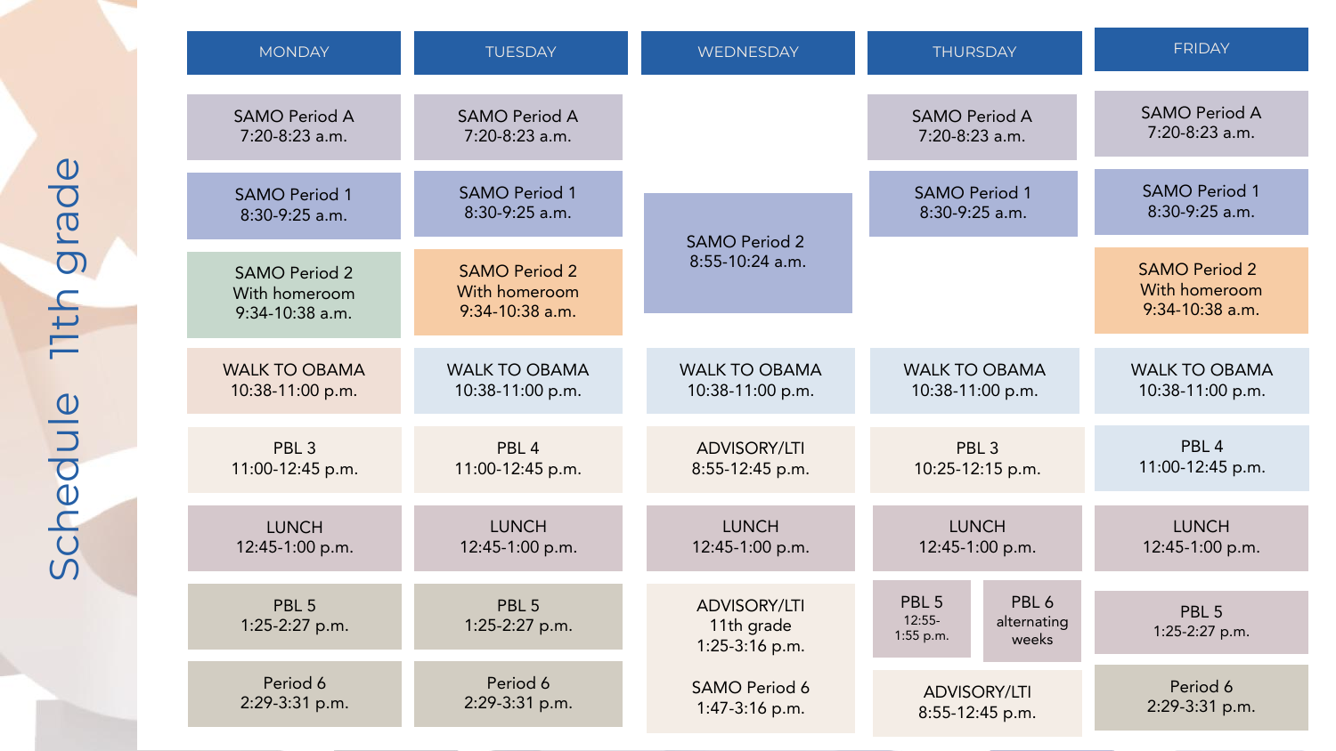# Schedule 11th grade

| MONDAY | TUESDAY | WEDNESDAY | THURSDAY | FRIDAY |
| --- | --- | --- | --- | --- |
| SAMO Period A 7:20-8:23 a.m. | SAMO Period A 7:20-8:23 a.m. | | SAMO Period A 7:20-8:23 a.m. | SAMO Period A 7:20-8:23 a.m. |
| SAMO Period 1 8:30-9:25 a.m. | SAMO Period 1 8:30-9:25 a.m. | SAMO Period 2 8:55-10:24 a.m. | SAMO Period 1 8:30-9:25 a.m. | SAMO Period 1 8:30-9:25 a.m. |
| SAMO Period 2 With homeroom 9:34-10:38 a.m. | SAMO Period 2 With homeroom 9:34-10:38 a.m. | | | SAMO Period 2 With homeroom 9:34-10:38 a.m. |
| WALK TO OBAMA 10:38-11:00 p.m. | WALK TO OBAMA 10:38-11:00 p.m. | WALK TO OBAMA 10:38-11:00 p.m. | WALK TO OBAMA 10:38-11:00 p.m. | WALK TO OBAMA 10:38-11:00 p.m. |
| PBL 3 11:00-12:45 p.m. | PBL 4 11:00-12:45 p.m. | ADVISORY/LTI 8:55-12:45 p.m. | PBL 3 10:25-12:15 p.m. | PBL 4 11:00-12:45 p.m. |
| LUNCH 12:45-1:00 p.m. | LUNCH 12:45-1:00 p.m. | LUNCH 12:45-1:00 p.m. | LUNCH 12:45-1:00 p.m. | LUNCH 12:45-1:00 p.m. |
| PBL 5 1:25-2:27 p.m. | PBL 5 1:25-2:27 p.m. | ADVISORY/LTI 11th grade 1:25-3:16 p.m. | PBL 5 12:55-1:55 p.m. / PBL 6 alternating weeks | PBL 5 1:25-2:27 p.m. |
| Period 6 2:29-3:31 p.m. | Period 6 2:29-3:31 p.m. | SAMO Period 6 1:47-3:16 p.m. | ADVISORY/LTI 8:55-12:45 p.m. | Period 6 2:29-3:31 p.m. |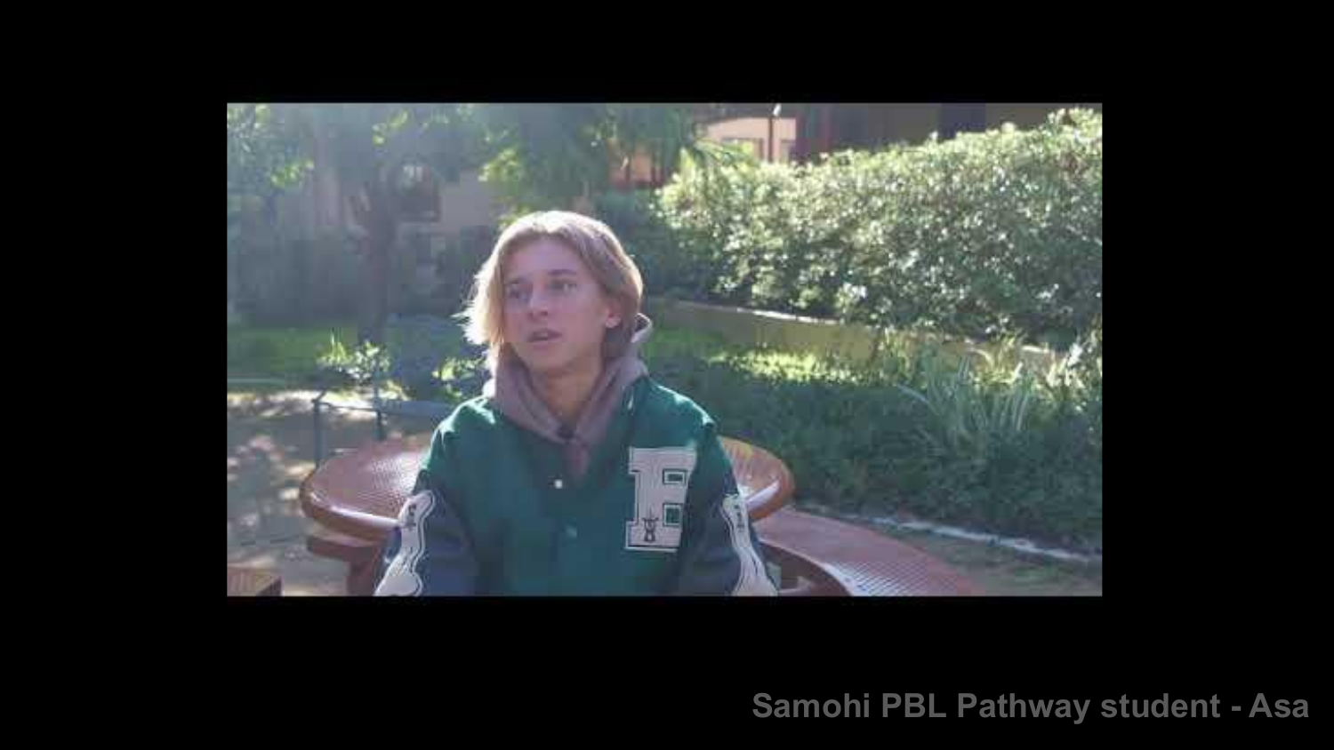Samohi PBL Pathway student - Asa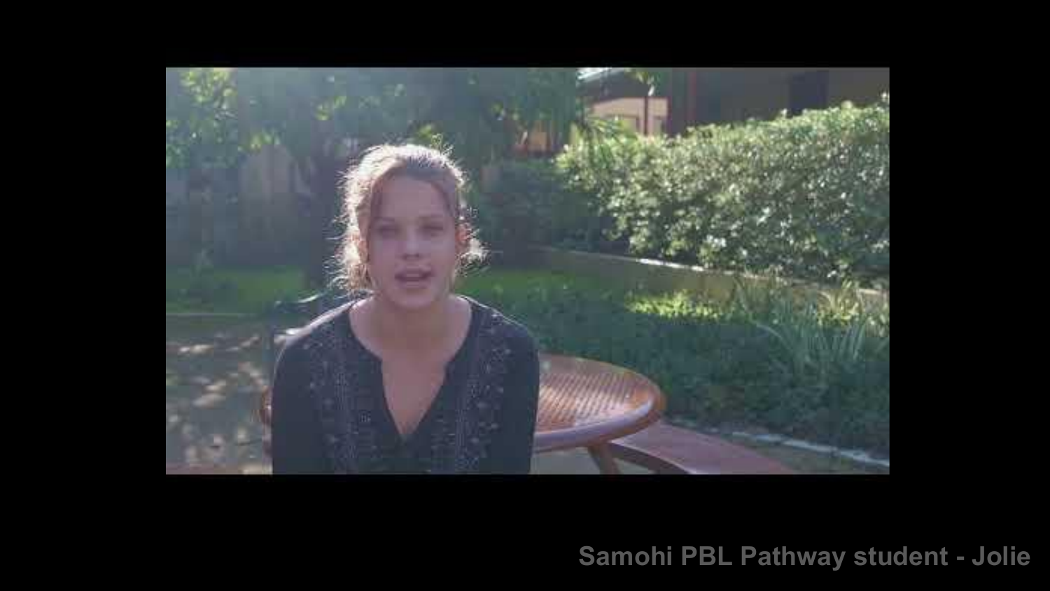Samohi PBL Pathway student - Jolie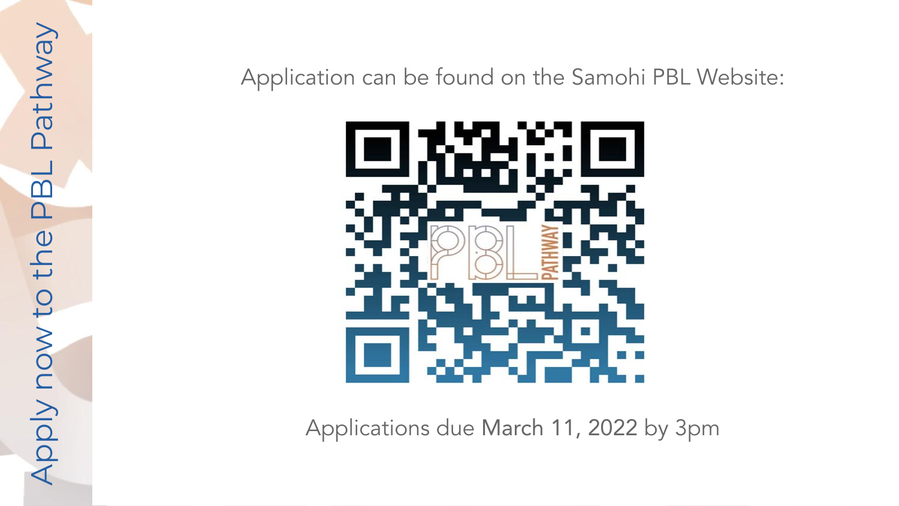# Apply now to the PBL Pathway

Application can be found on the Samohi PBL Website:

Applications due March 11, 2022 by 3pm